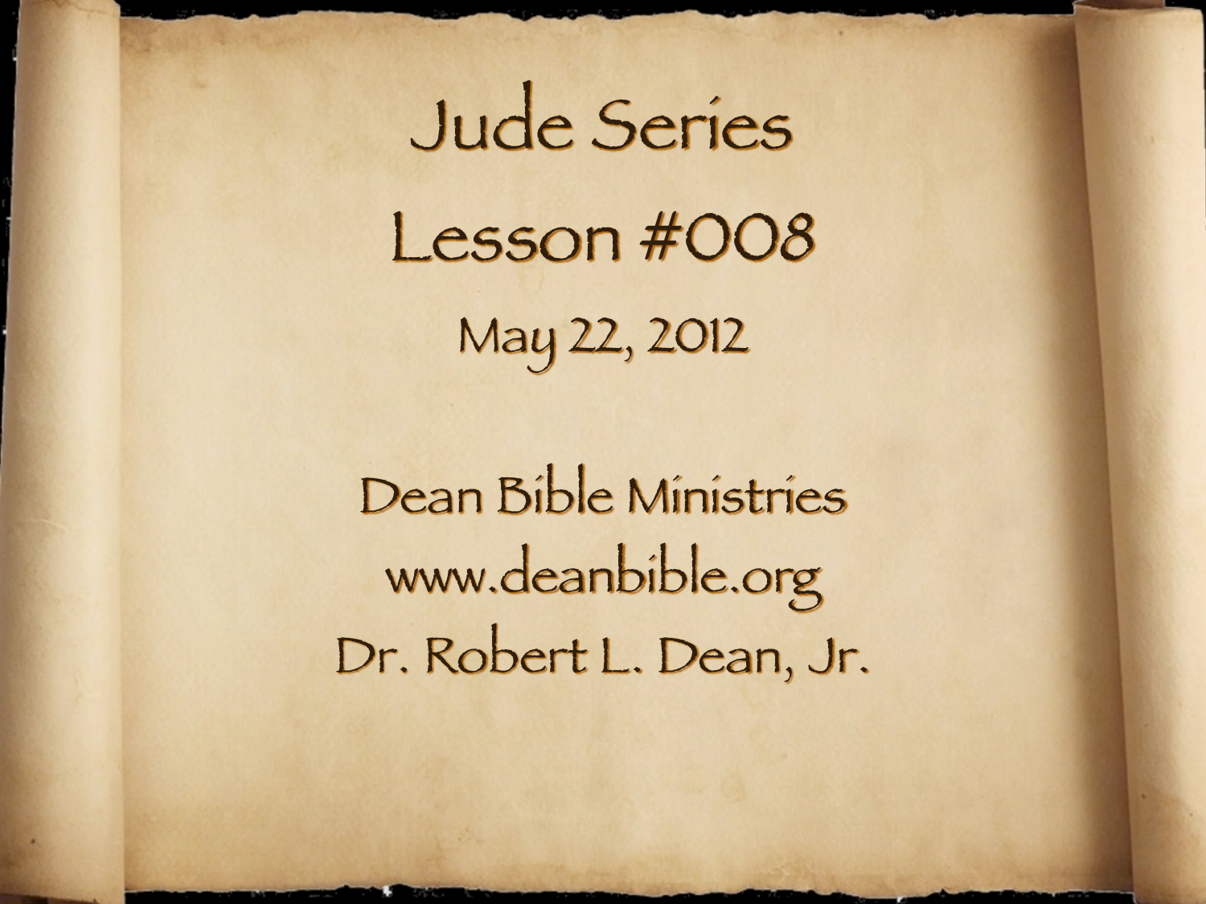# Jude Series

## Lesson #008

May 22, 2012

Dean Bible Ministries

www.deanbible.org

Dr. Robert L. Dean, Jr.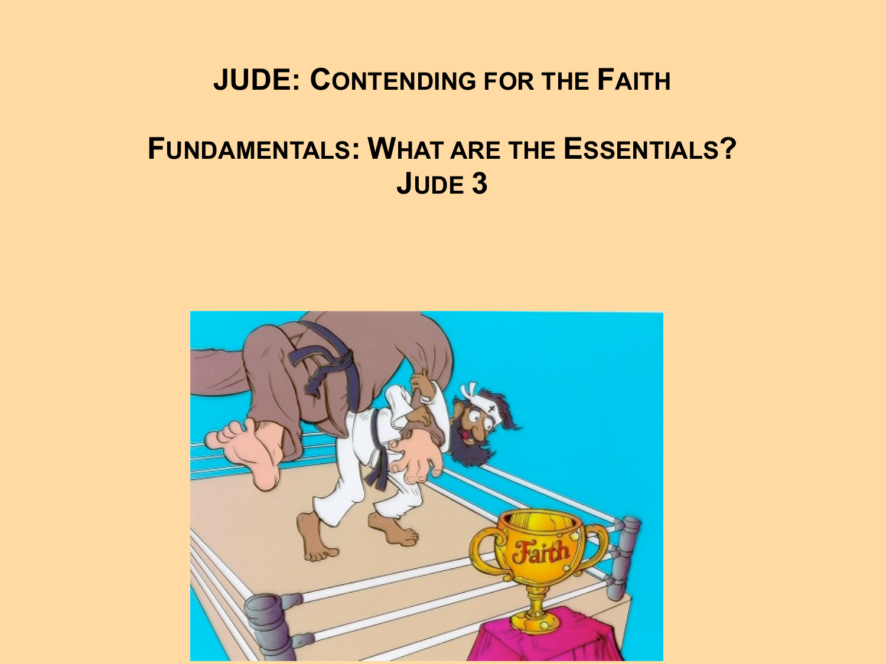# JUDE: Contending for the Faith

## Fundamentals: What are the Essentials?
## Jude 3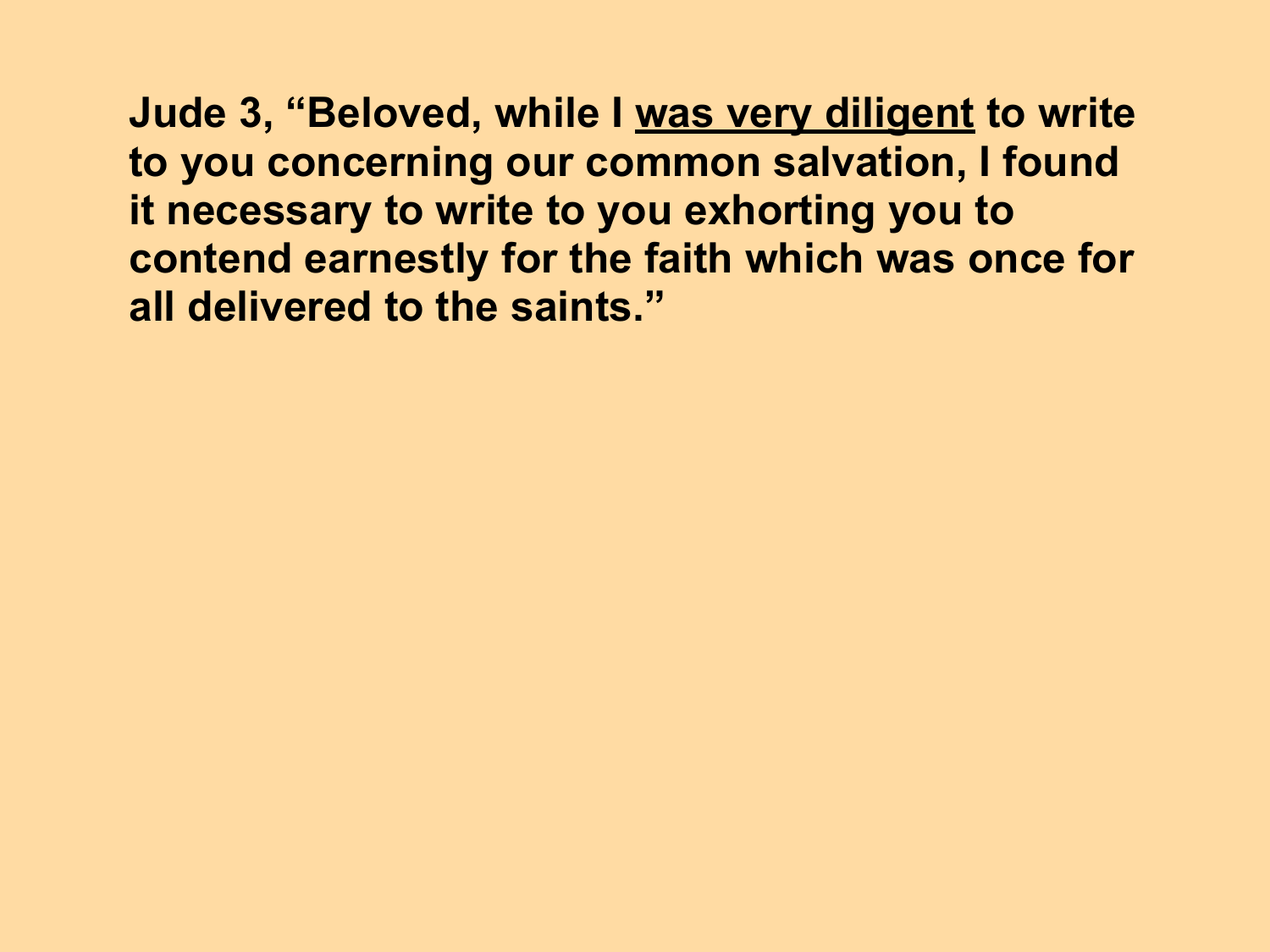**Jude 3, “Beloved, while I <u>was very diligent</u> to write to you concerning our common salvation, I found it necessary to write to you exhorting you to contend earnestly for the faith which was once for all delivered to the saints.”**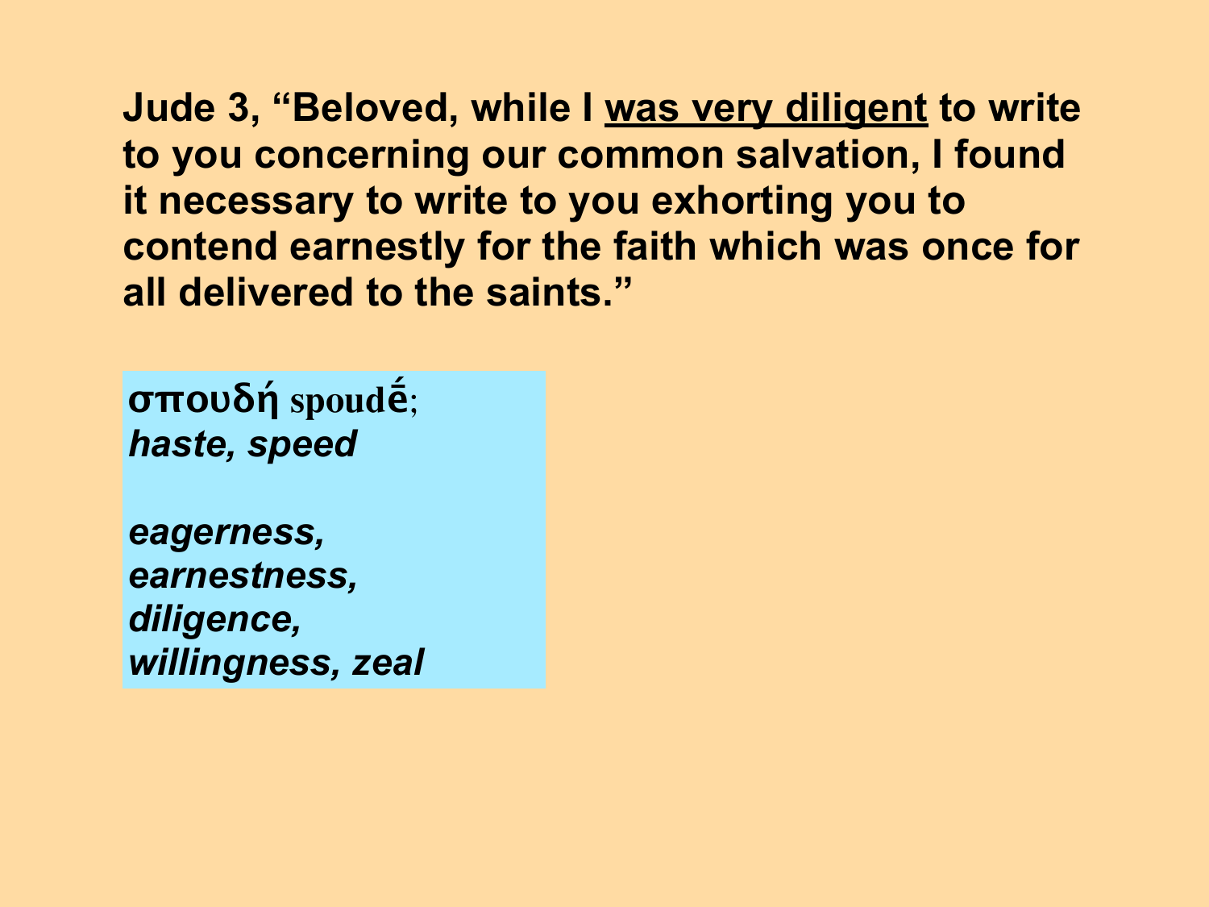**Jude 3, "Beloved, while I <u>was very diligent</u> to write to you concerning our common salvation, I found it necessary to write to you exhorting you to contend earnestly for the faith which was once for all delivered to the saints."**

**σπουδή spoudḗ;**
***haste, speed***

***eagerness,***
***earnestness,***
***diligence,***
***willingness, zeal***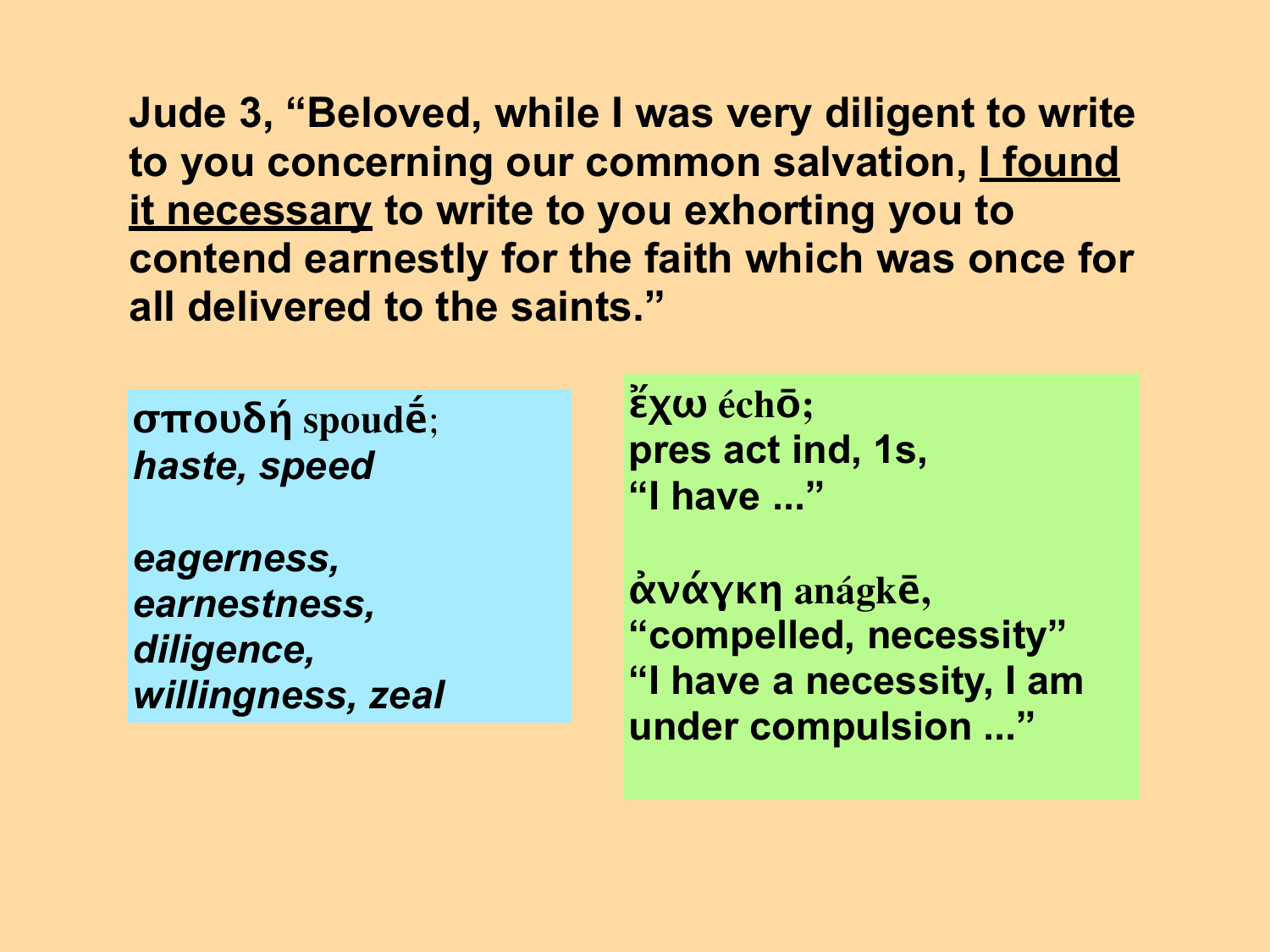**Jude 3, "Beloved, while I was very diligent to write to you concerning our common salvation, <u>I found it necessary</u> to write to you exhorting you to contend earnestly for the faith which was once for all delivered to the saints."**

**σπουδή** spoudḗ;
***haste, speed***

***eagerness,***
***earnestness,***
***diligence,***
***willingness, zeal***

**ἔχω** **échō;**
**pres act ind, 1s,**
**"I have ..."**

**ἀνάγκη** **anágkē,**
**"compelled, necessity"**
**"I have a necessity, I am under compulsion ..."**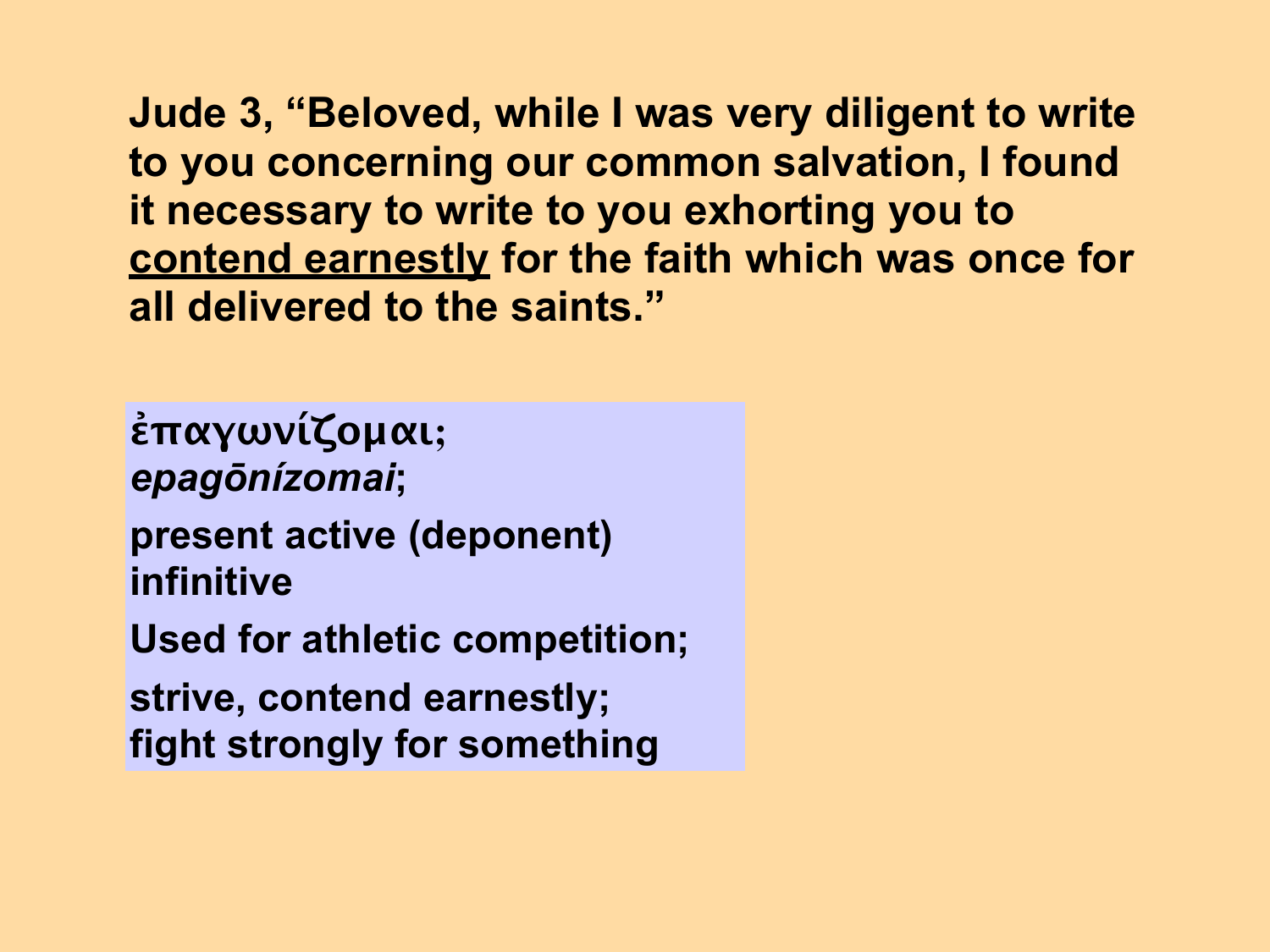**Jude 3, "Beloved, while I was very diligent to write to you concerning our common salvation, I found it necessary to write to you exhorting you to <u>contend earnestly</u> for the faith which was once for all delivered to the saints."**

**ἐπαγωνίζομαι;**
***epagōnízomai*;**

**present active (deponent) infinitive**

**Used for athletic competition;**

**strive, contend earnestly;**
**fight strongly for something**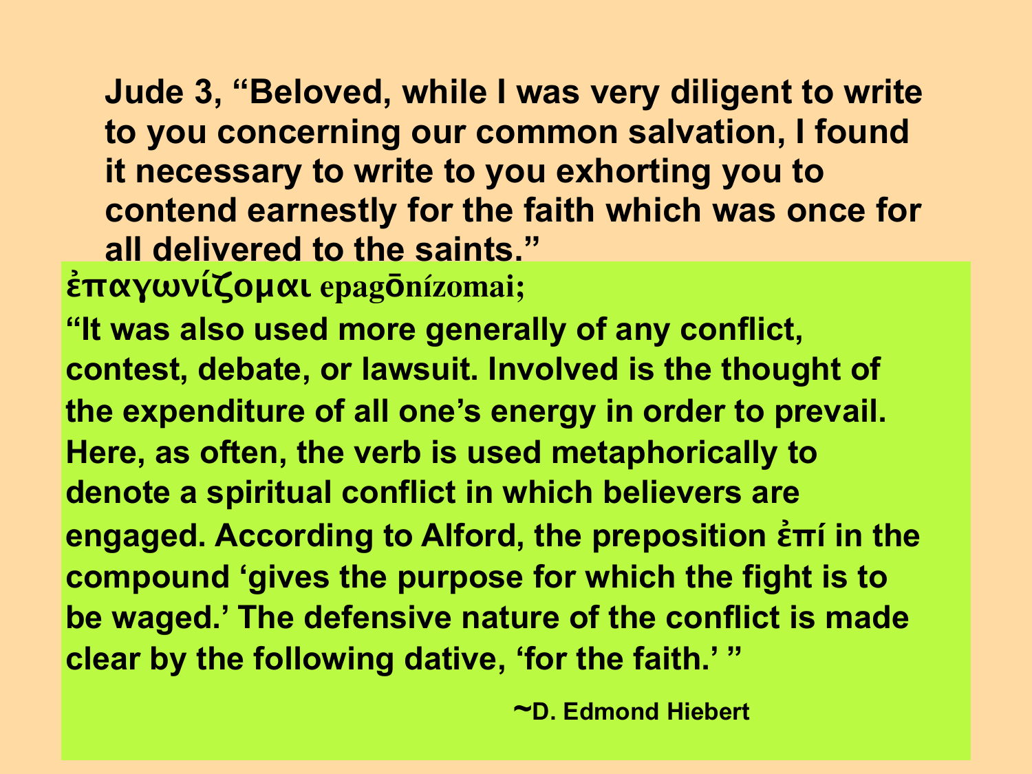**Jude 3, "Beloved, while I was very diligent to write to you concerning our common salvation, I found it necessary to write to you exhorting you to contend earnestly for the faith which was once for all delivered to the saints."**

**ἐπαγωνίζομαι epagōnízomai;**

**"It was also used more generally of any conflict, contest, debate, or lawsuit. Involved is the thought of the expenditure of all one's energy in order to prevail. Here, as often, the verb is used metaphorically to denote a spiritual conflict in which believers are engaged. According to Alford, the preposition ἐπί in the compound 'gives the purpose for which the fight is to be waged.' The defensive nature of the conflict is made clear by the following dative, 'for the faith.' "**

**~D. Edmond Hiebert**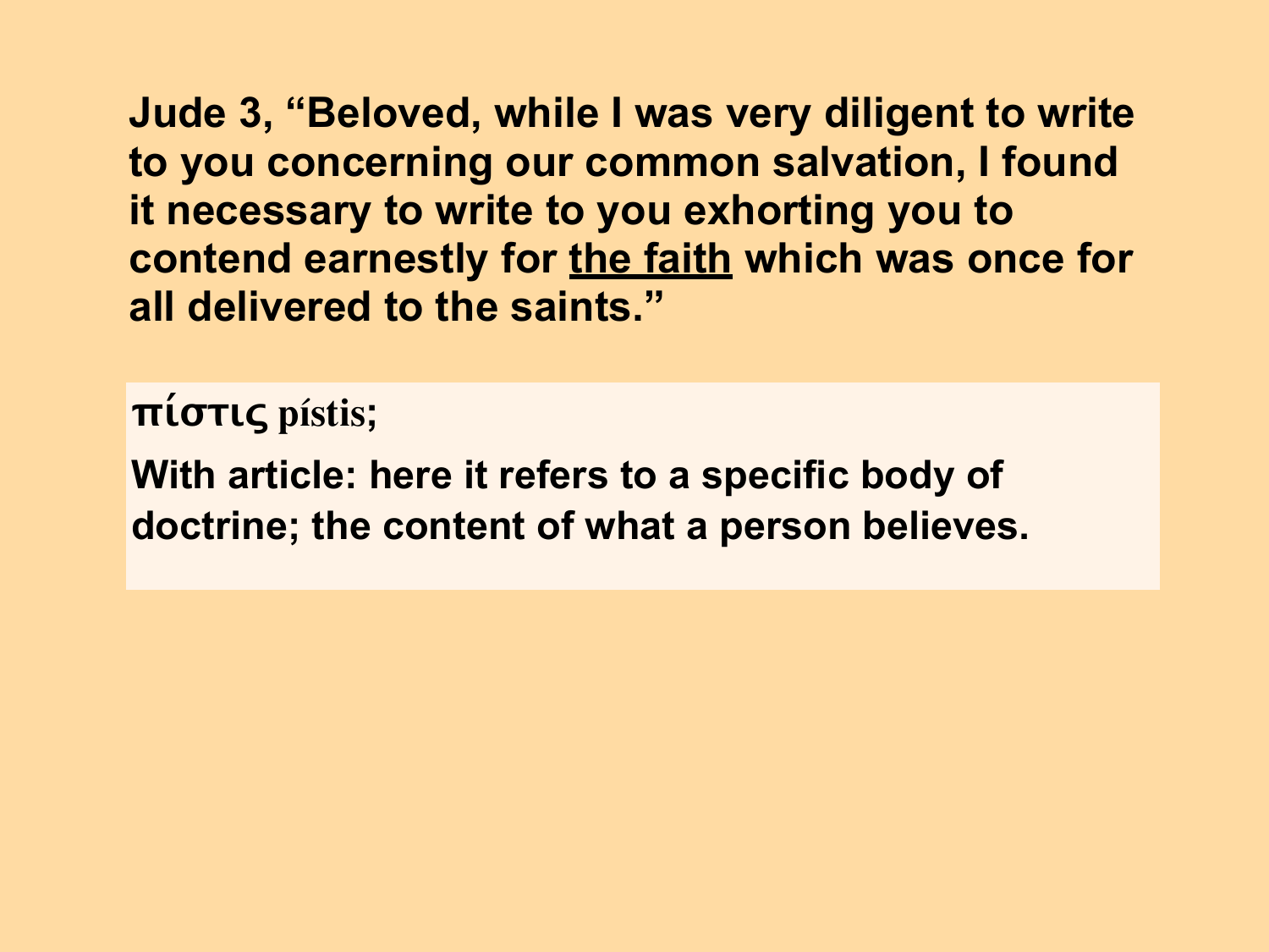**Jude 3, “Beloved, while I was very diligent to write to you concerning our common salvation, I found it necessary to write to you exhorting you to contend earnestly for <u>the faith</u> which was once for all delivered to the saints.”**

**πίστις pístis;**

**With article: here it refers to a specific body of doctrine; the content of what a person believes.**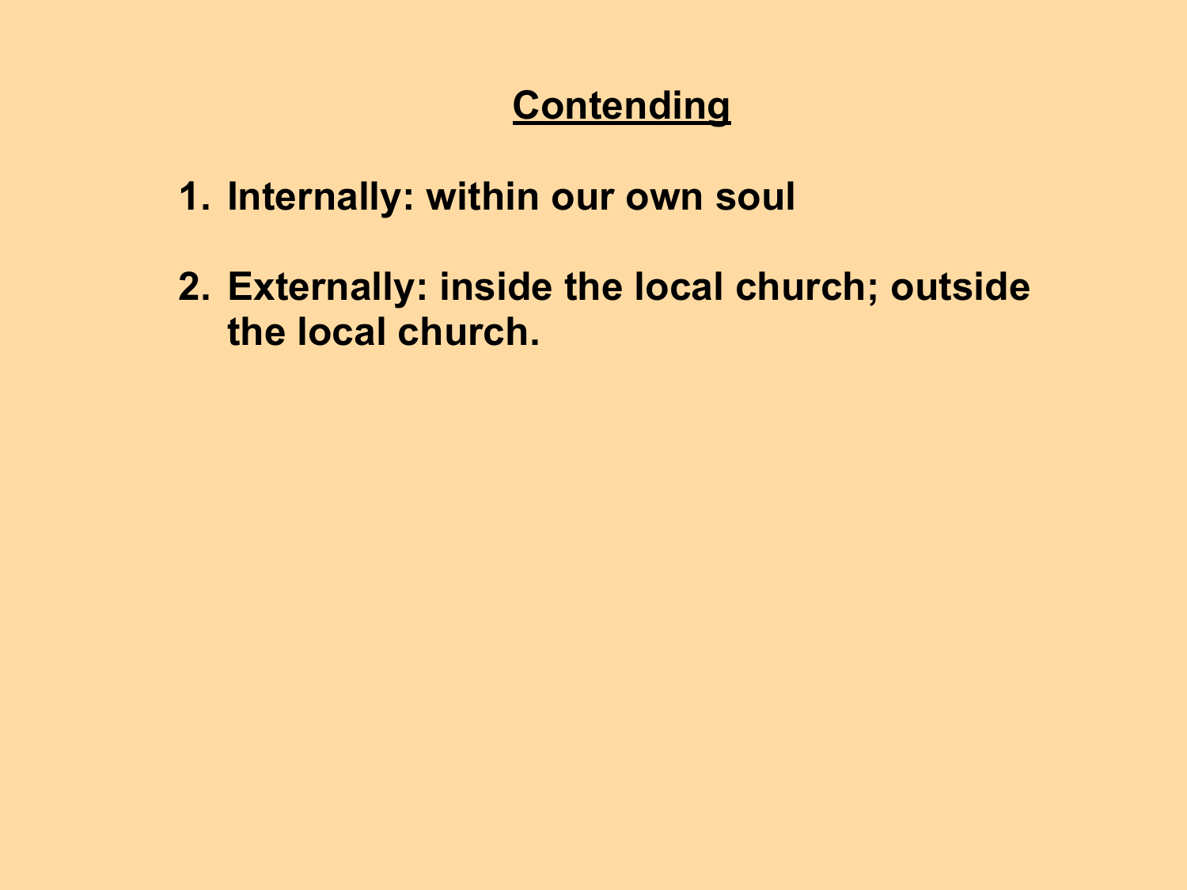# Contending

1. **Internally: within our own soul**

2. **Externally: inside the local church; outside the local church.**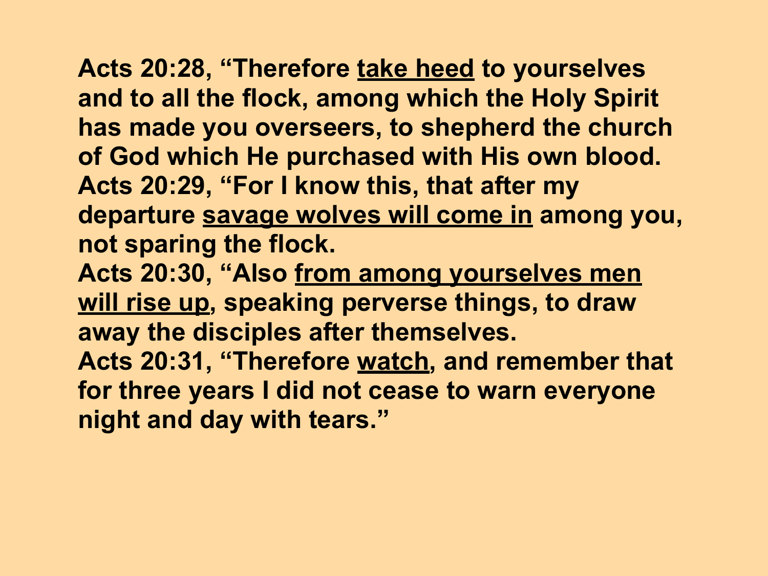**Acts 20:28, "Therefore <u>take heed</u> to yourselves and to all the flock, among which the Holy Spirit has made you overseers, to shepherd the church of God which He purchased with His own blood.**
**Acts 20:29, "For I know this, that after my departure <u>savage wolves will come in</u> among you, not sparing the flock.**
**Acts 20:30, "Also <u>from among yourselves men will rise up</u>, speaking perverse things, to draw away the disciples after themselves.**
**Acts 20:31, "Therefore <u>watch</u>, and remember that for three years I did not cease to warn everyone night and day with tears."**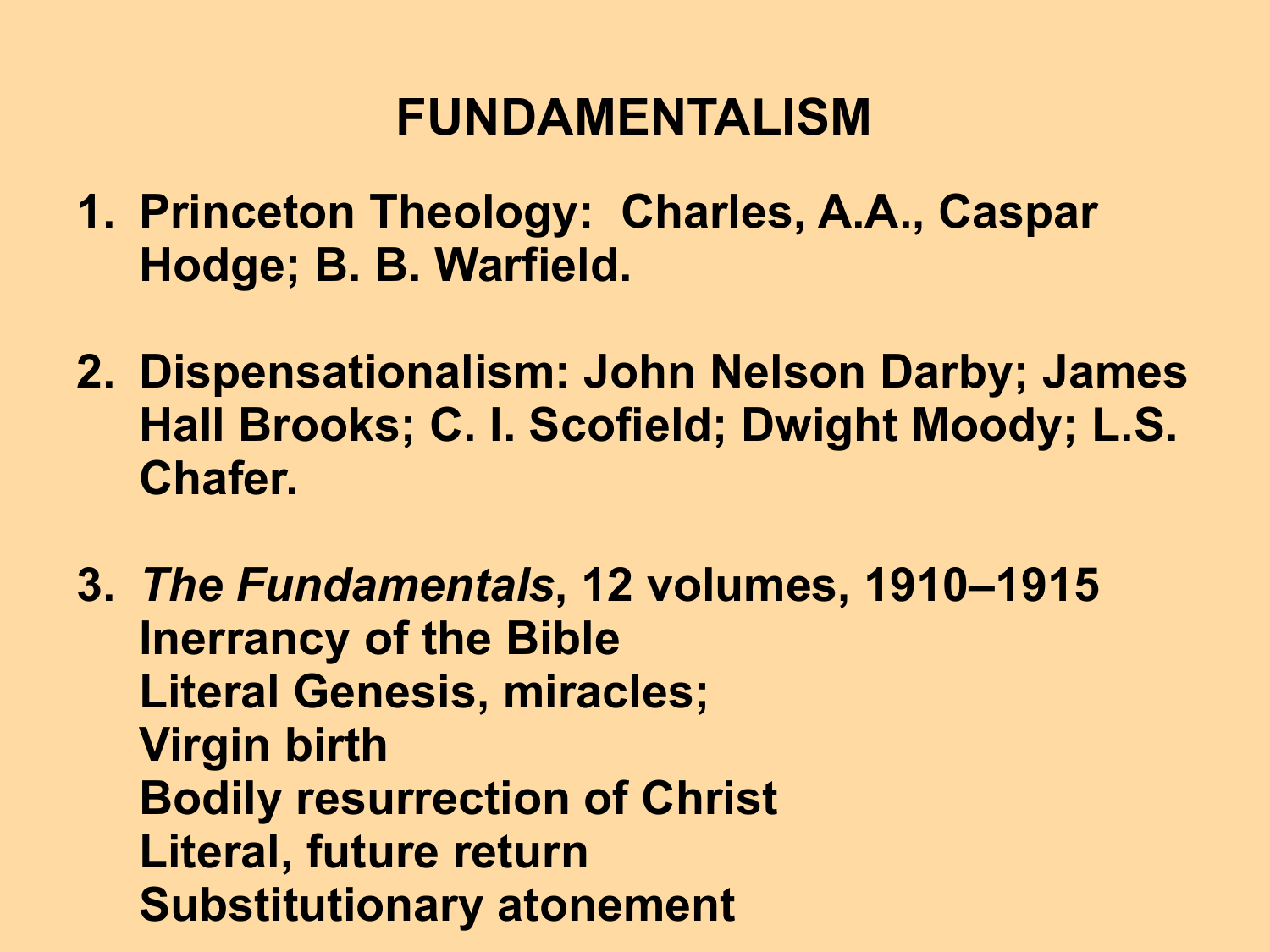# FUNDAMENTALISM

1. **Princeton Theology: Charles, A.A., Caspar Hodge; B. B. Warfield.**

2. **Dispensationalism: John Nelson Darby; James Hall Brooks; C. I. Scofield; Dwight Moody; L.S. Chafer.**

3. ***The Fundamentals*, 12 volumes, 1910–1915**
   **Inerrancy of the Bible**
   **Literal Genesis, miracles;**
   **Virgin birth**
   **Bodily resurrection of Christ**
   **Literal, future return**
   **Substitutionary atonement**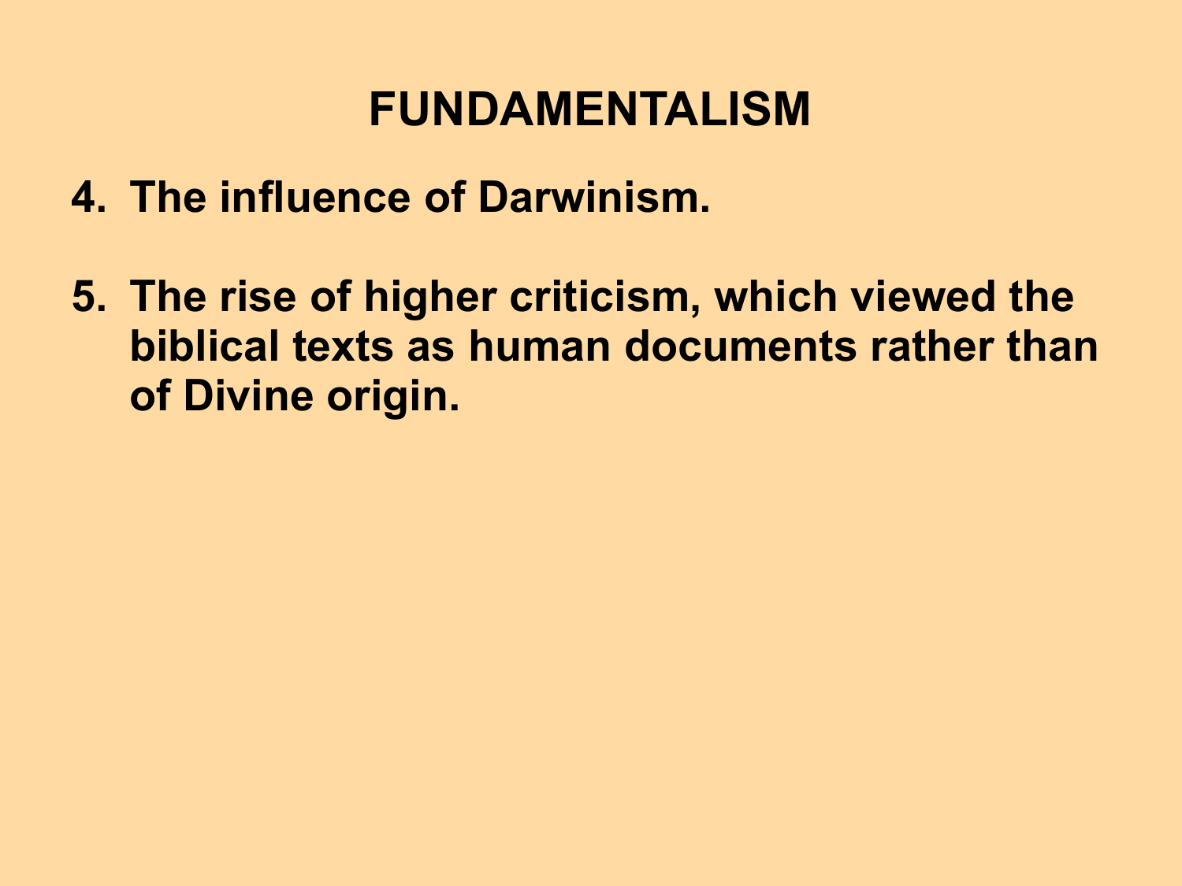# FUNDAMENTALISM

4. The influence of Darwinism.

5. The rise of higher criticism, which viewed the biblical texts as human documents rather than of Divine origin.